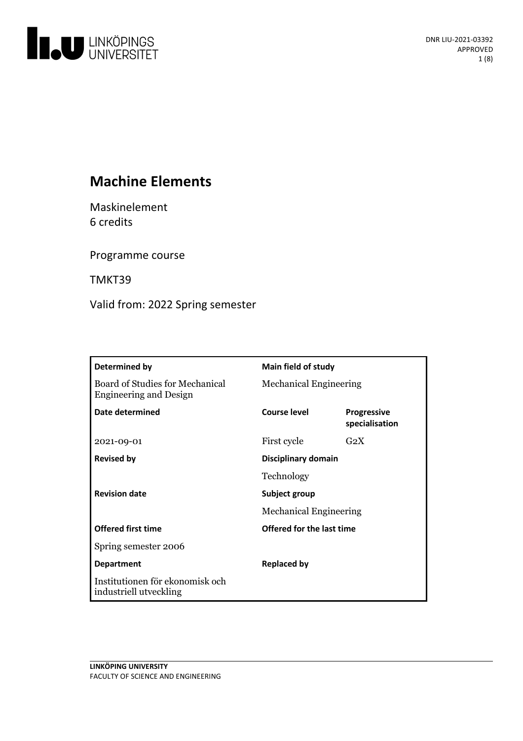DNR LIU-2021-03392
APPROVED

# Machine Elements

Maskinelement
6 credits

Programme course

TMKT39

Valid from: 2022 Spring semester

| Determined by | Main field of study | |
|---|---|---|
| Board of Studies for Mechanical Engineering and Design | Mechanical Engineering | |
| **Date determined** | **Course level** | **Progressive specialisation** |
| 2021-09-01 | First cycle | G2X |
| **Revised by** | **Disciplinary domain** | |
| | Technology | |
| **Revision date** | **Subject group** | |
| | Mechanical Engineering | |
| **Offered first time** | **Offered for the last time** | |
| Spring semester 2006 | | |
| **Department** | **Replaced by** | |
| Institutionen för ekonomisk och industriell utveckling | | |

LINKÖPING UNIVERSITY
FACULTY OF SCIENCE AND ENGINEERING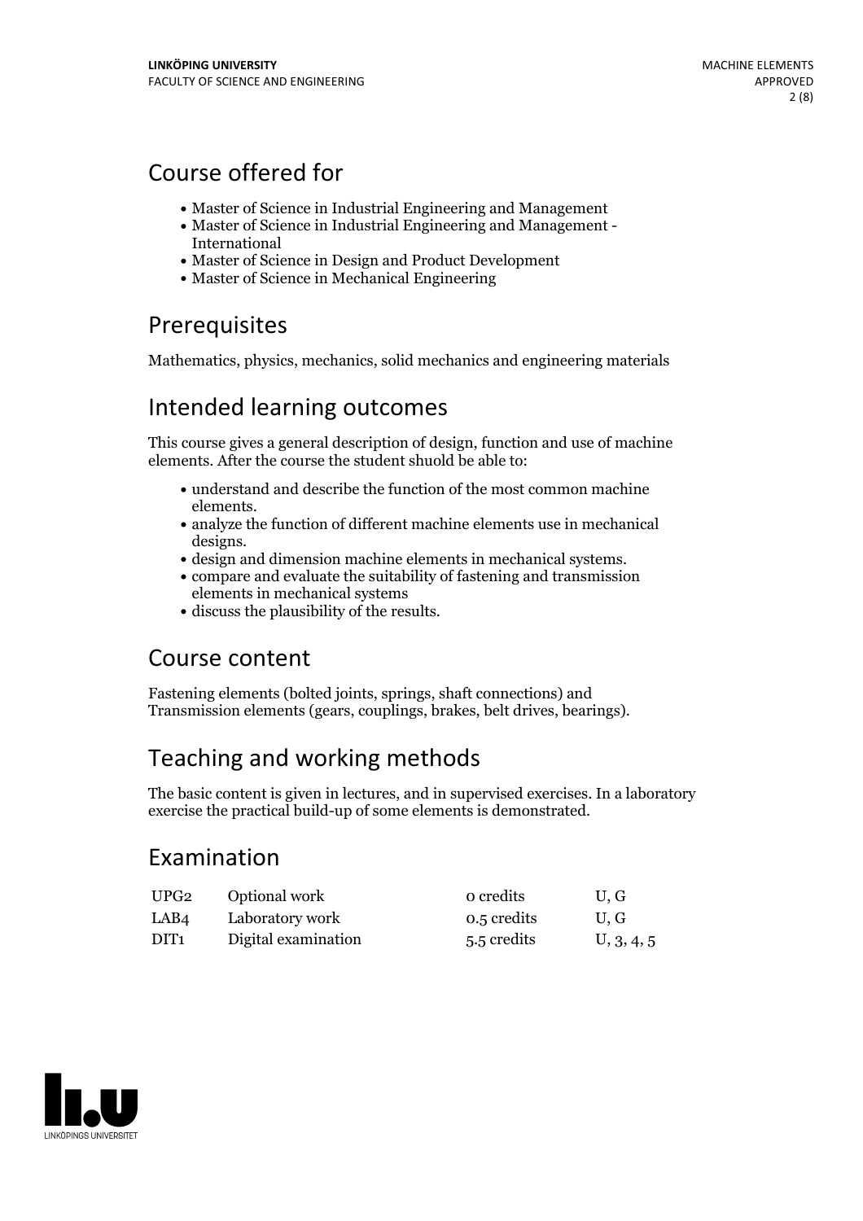## Course offered for

- Master of Science in Industrial Engineering and Management
- Master of Science in Industrial Engineering and Management - International
- Master of Science in Design and Product Development
- Master of Science in Mechanical Engineering

## Prerequisites

Mathematics, physics, mechanics, solid mechanics and engineering materials

## Intended learning outcomes

This course gives a general description of design, function and use of machine elements. After the course the student shuold be able to:

- understand and describe the function of the most common machine elements.
- analyze the function of different machine elements use in mechanical designs.
- design and dimension machine elements in mechanical systems.
- compare and evaluate the suitability of fastening and transmission elements in mechanical systems
- discuss the plausibility of the results.

## Course content

Fastening elements (bolted joints, springs, shaft connections) and Transmission elements (gears, couplings, brakes, belt drives, bearings).

## Teaching and working methods

The basic content is given in lectures, and in supervised exercises. In a laboratory exercise the practical build-up of some elements is demonstrated.

## Examination

| | | | |
|---|---|---|---|
| UPG2 | Optional work | 0 credits | U, G |
| LAB4 | Laboratory work | 0.5 credits | U, G |
| DIT1 | Digital examination | 5.5 credits | U, 3, 4, 5 |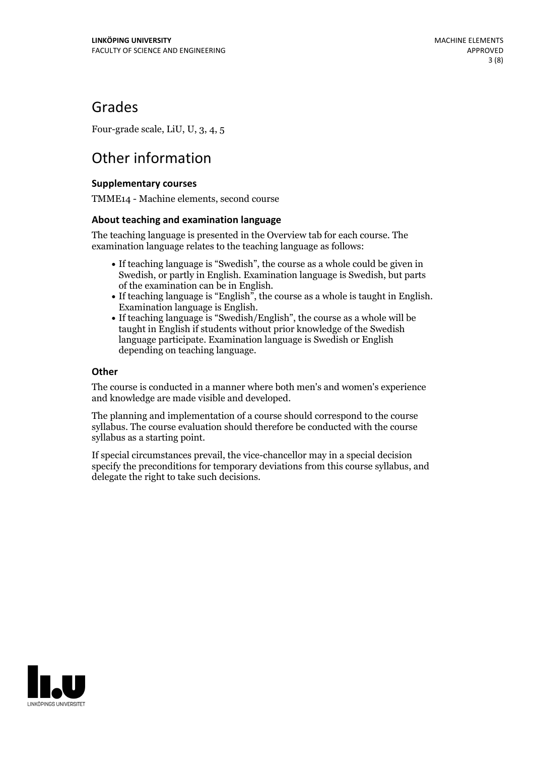## Grades

Four-grade scale, LiU, U, 3, 4, 5

## Other information

### Supplementary courses

TMME14 - Machine elements, second course

### About teaching and examination language

The teaching language is presented in the Overview tab for each course. The examination language relates to the teaching language as follows:

- If teaching language is “Swedish”, the course as a whole could be given in Swedish, or partly in English. Examination language is Swedish, but parts of the examination can be in English.
- If teaching language is “English”, the course as a whole is taught in English. Examination language is English.
- If teaching language is “Swedish/English”, the course as a whole will be taught in English if students without prior knowledge of the Swedish language participate. Examination language is Swedish or English depending on teaching language.

### Other

The course is conducted in a manner where both men's and women's experience and knowledge are made visible and developed.

The planning and implementation of a course should correspond to the course syllabus. The course evaluation should therefore be conducted with the course syllabus as a starting point.

If special circumstances prevail, the vice-chancellor may in a special decision specify the preconditions for temporary deviations from this course syllabus, and delegate the right to take such decisions.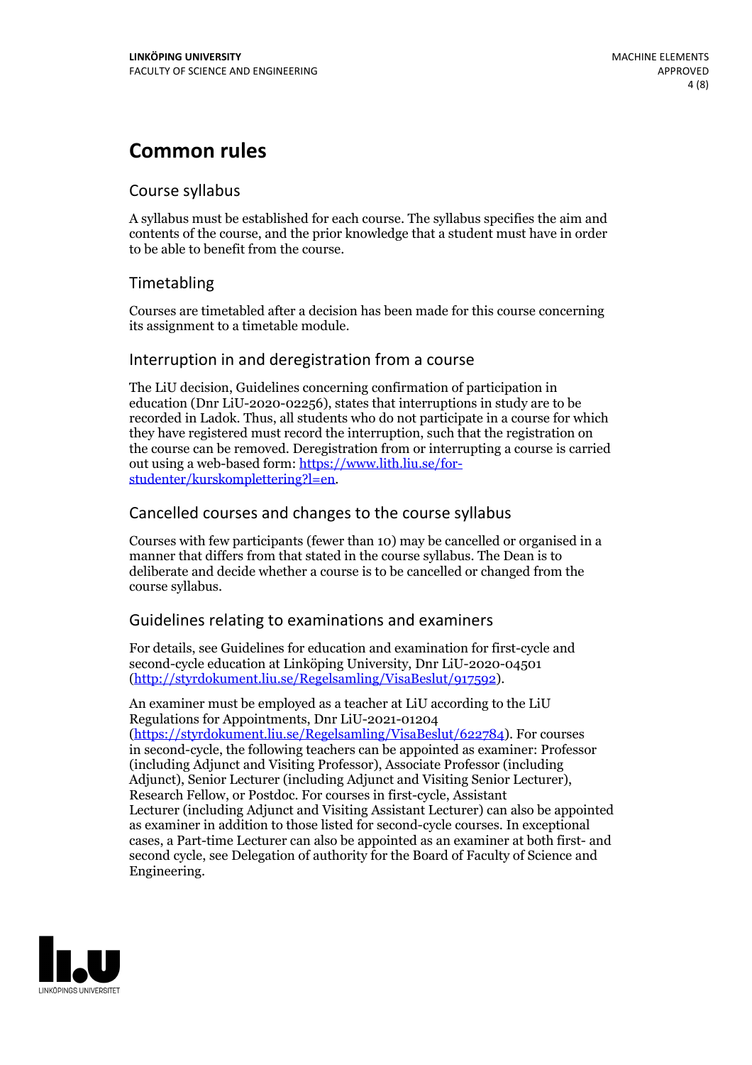# Common rules

## Course syllabus

A syllabus must be established for each course. The syllabus specifies the aim and contents of the course, and the prior knowledge that a student must have in order to be able to benefit from the course.

## Timetabling

Courses are timetabled after a decision has been made for this course concerning its assignment to a timetable module.

## Interruption in and deregistration from a course

The LiU decision, Guidelines concerning confirmation of participation in education (Dnr LiU-2020-02256), states that interruptions in study are to be recorded in Ladok. Thus, all students who do not participate in a course for which they have registered must record the interruption, such that the registration on the course can be removed. Deregistration from or interrupting a course is carried out using a web-based form: [https://www.lith.liu.se/for-studenter/kurskomplettering?l=en](https://www.lith.liu.se/for-studenter/kurskomplettering?l=en).

## Cancelled courses and changes to the course syllabus

Courses with few participants (fewer than 10) may be cancelled or organised in a manner that differs from that stated in the course syllabus. The Dean is to deliberate and decide whether a course is to be cancelled or changed from the course syllabus.

## Guidelines relating to examinations and examiners

For details, see Guidelines for education and examination for first-cycle and second-cycle education at Linköping University, Dnr LiU-2020-04501 ([http://styrdokument.liu.se/Regelsamling/VisaBeslut/917592](http://styrdokument.liu.se/Regelsamling/VisaBeslut/917592)).

An examiner must be employed as a teacher at LiU according to the LiU Regulations for Appointments, Dnr LiU-2021-01204 ([https://styrdokument.liu.se/Regelsamling/VisaBeslut/622784](https://styrdokument.liu.se/Regelsamling/VisaBeslut/622784)). For courses in second-cycle, the following teachers can be appointed as examiner: Professor (including Adjunct and Visiting Professor), Associate Professor (including Adjunct), Senior Lecturer (including Adjunct and Visiting Senior Lecturer), Research Fellow, or Postdoc. For courses in first-cycle, Assistant Lecturer (including Adjunct and Visiting Assistant Lecturer) can also be appointed as examiner in addition to those listed for second-cycle courses. In exceptional cases, a Part-time Lecturer can also be appointed as an examiner at both first- and second cycle, see Delegation of authority for the Board of Faculty of Science and Engineering.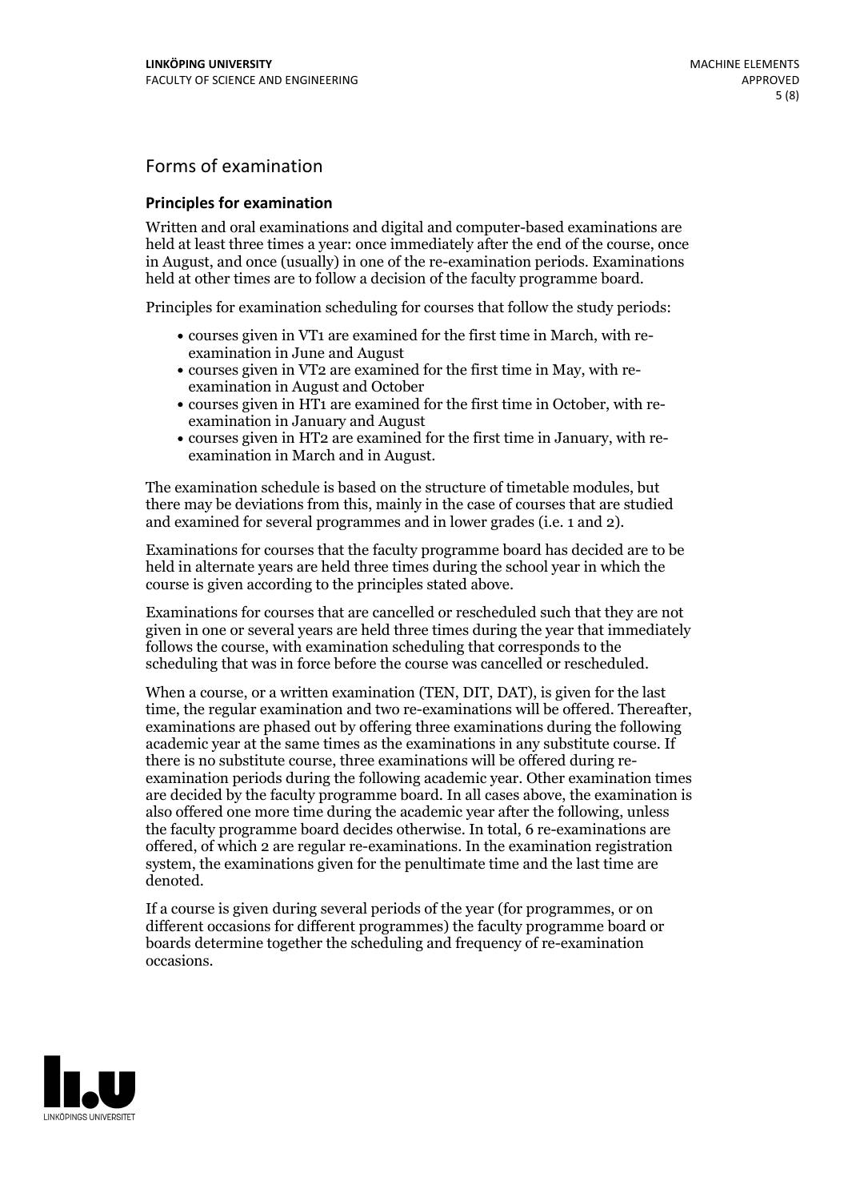## Forms of examination

### Principles for examination

Written and oral examinations and digital and computer-based examinations are held at least three times a year: once immediately after the end of the course, once in August, and once (usually) in one of the re-examination periods. Examinations held at other times are to follow a decision of the faculty programme board.

Principles for examination scheduling for courses that follow the study periods:

- courses given in VT1 are examined for the first time in March, with re-examination in June and August
- courses given in VT2 are examined for the first time in May, with re-examination in August and October
- courses given in HT1 are examined for the first time in October, with re-examination in January and August
- courses given in HT2 are examined for the first time in January, with re-examination in March and in August.

The examination schedule is based on the structure of timetable modules, but there may be deviations from this, mainly in the case of courses that are studied and examined for several programmes and in lower grades (i.e. 1 and 2).

Examinations for courses that the faculty programme board has decided are to be held in alternate years are held three times during the school year in which the course is given according to the principles stated above.

Examinations for courses that are cancelled or rescheduled such that they are not given in one or several years are held three times during the year that immediately follows the course, with examination scheduling that corresponds to the scheduling that was in force before the course was cancelled or rescheduled.

When a course, or a written examination (TEN, DIT, DAT), is given for the last time, the regular examination and two re-examinations will be offered. Thereafter, examinations are phased out by offering three examinations during the following academic year at the same times as the examinations in any substitute course. If there is no substitute course, three examinations will be offered during re-examination periods during the following academic year. Other examination times are decided by the faculty programme board. In all cases above, the examination is also offered one more time during the academic year after the following, unless the faculty programme board decides otherwise. In total, 6 re-examinations are offered, of which 2 are regular re-examinations. In the examination registration system, the examinations given for the penultimate time and the last time are denoted.

If a course is given during several periods of the year (for programmes, or on different occasions for different programmes) the faculty programme board or boards determine together the scheduling and frequency of re-examination occasions.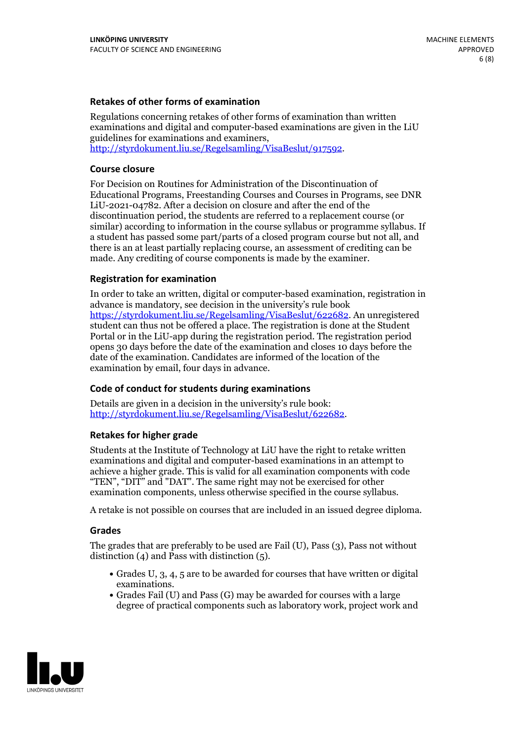### Retakes of other forms of examination

Regulations concerning retakes of other forms of examination than written examinations and digital and computer-based examinations are given in the LiU guidelines for examinations and examiners, http://styrdokument.liu.se/Regelsamling/VisaBeslut/917592.

### Course closure

For Decision on Routines for Administration of the Discontinuation of Educational Programs, Freestanding Courses and Courses in Programs, see DNR LiU-2021-04782. After a decision on closure and after the end of the discontinuation period, the students are referred to a replacement course (or similar) according to information in the course syllabus or programme syllabus. If a student has passed some part/parts of a closed program course but not all, and there is an at least partially replacing course, an assessment of crediting can be made. Any crediting of course components is made by the examiner.

### Registration for examination

In order to take an written, digital or computer-based examination, registration in advance is mandatory, see decision in the university's rule book https://styrdokument.liu.se/Regelsamling/VisaBeslut/622682. An unregistered student can thus not be offered a place. The registration is done at the Student Portal or in the LiU-app during the registration period. The registration period opens 30 days before the date of the examination and closes 10 days before the date of the examination. Candidates are informed of the location of the examination by email, four days in advance.

### Code of conduct for students during examinations

Details are given in a decision in the university's rule book: http://styrdokument.liu.se/Regelsamling/VisaBeslut/622682.

### Retakes for higher grade

Students at the Institute of Technology at LiU have the right to retake written examinations and digital and computer-based examinations in an attempt to achieve a higher grade. This is valid for all examination components with code "TEN", "DIT" and "DAT". The same right may not be exercised for other examination components, unless otherwise specified in the course syllabus.

A retake is not possible on courses that are included in an issued degree diploma.

### Grades

The grades that are preferably to be used are Fail (U), Pass (3), Pass not without distinction (4) and Pass with distinction (5).

- Grades U, 3, 4, 5 are to be awarded for courses that have written or digital examinations.
- Grades Fail (U) and Pass (G) may be awarded for courses with a large degree of practical components such as laboratory work, project work and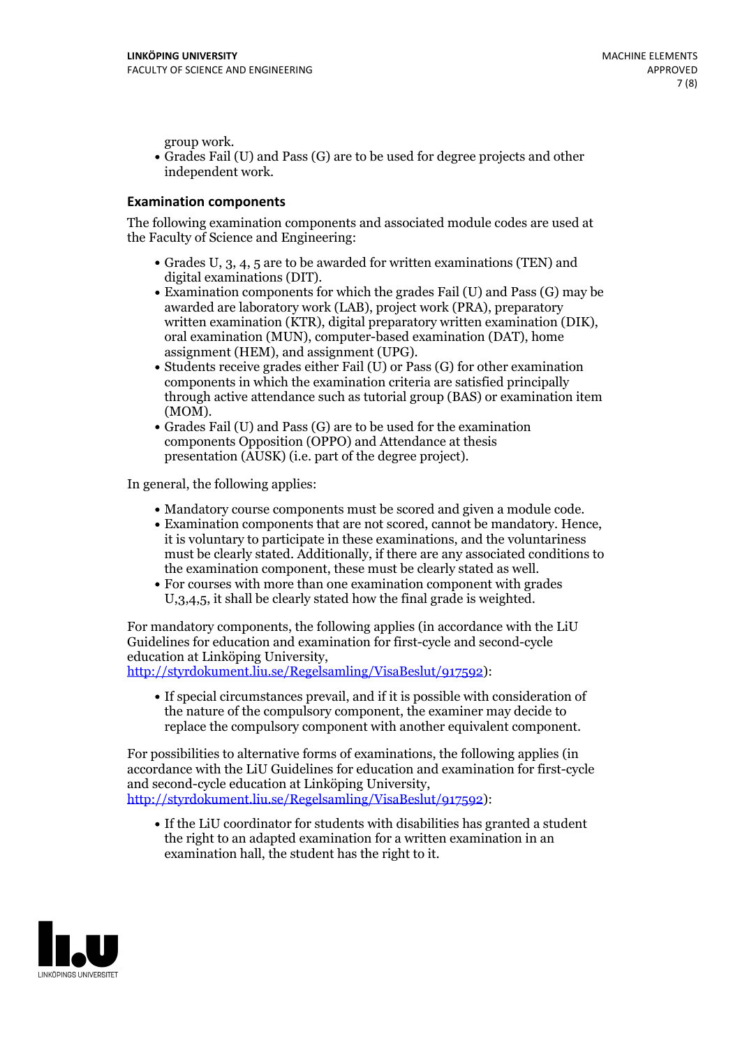group work.
- Grades Fail (U) and Pass (G) are to be used for degree projects and other independent work.

### Examination components

The following examination components and associated module codes are used at the Faculty of Science and Engineering:

- Grades U, 3, 4, 5 are to be awarded for written examinations (TEN) and digital examinations (DIT).
- Examination components for which the grades Fail (U) and Pass (G) may be awarded are laboratory work (LAB), project work (PRA), preparatory written examination (KTR), digital preparatory written examination (DIK), oral examination (MUN), computer-based examination (DAT), home assignment (HEM), and assignment (UPG).
- Students receive grades either Fail (U) or Pass (G) for other examination components in which the examination criteria are satisfied principally through active attendance such as tutorial group (BAS) or examination item (MOM).
- Grades Fail (U) and Pass (G) are to be used for the examination components Opposition (OPPO) and Attendance at thesis presentation (AUSK) (i.e. part of the degree project).

In general, the following applies:

- Mandatory course components must be scored and given a module code.
- Examination components that are not scored, cannot be mandatory. Hence, it is voluntary to participate in these examinations, and the voluntariness must be clearly stated. Additionally, if there are any associated conditions to the examination component, these must be clearly stated as well.
- For courses with more than one examination component with grades U,3,4,5, it shall be clearly stated how the final grade is weighted.

For mandatory components, the following applies (in accordance with the LiU Guidelines for education and examination for first-cycle and second-cycle education at Linköping University, http://styrdokument.liu.se/Regelsamling/VisaBeslut/917592):

- If special circumstances prevail, and if it is possible with consideration of the nature of the compulsory component, the examiner may decide to replace the compulsory component with another equivalent component.

For possibilities to alternative forms of examinations, the following applies (in accordance with the LiU Guidelines for education and examination for first-cycle and second-cycle education at Linköping University, http://styrdokument.liu.se/Regelsamling/VisaBeslut/917592):

- If the LiU coordinator for students with disabilities has granted a student the right to an adapted examination for a written examination in an examination hall, the student has the right to it.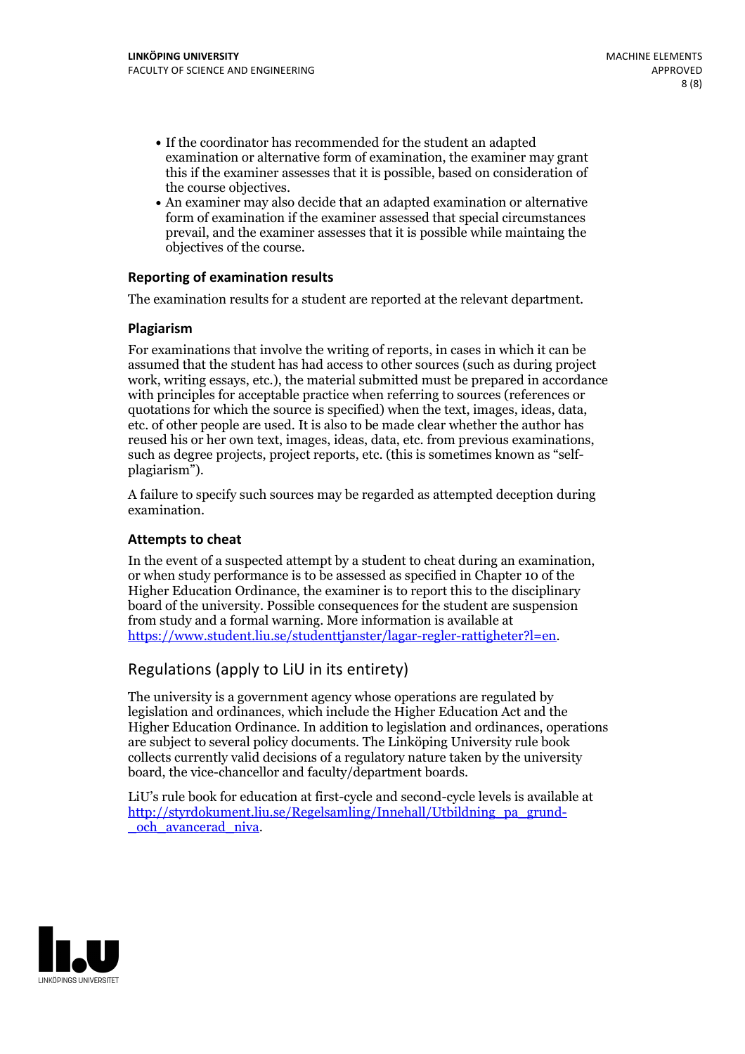- If the coordinator has recommended for the student an adapted examination or alternative form of examination, the examiner may grant this if the examiner assesses that it is possible, based on consideration of the course objectives.
- An examiner may also decide that an adapted examination or alternative form of examination if the examiner assessed that special circumstances prevail, and the examiner assesses that it is possible while maintaing the objectives of the course.

### Reporting of examination results

The examination results for a student are reported at the relevant department.

### Plagiarism

For examinations that involve the writing of reports, in cases in which it can be assumed that the student has had access to other sources (such as during project work, writing essays, etc.), the material submitted must be prepared in accordance with principles for acceptable practice when referring to sources (references or quotations for which the source is specified) when the text, images, ideas, data, etc. of other people are used. It is also to be made clear whether the author has reused his or her own text, images, ideas, data, etc. from previous examinations, such as degree projects, project reports, etc. (this is sometimes known as "self-plagiarism").

A failure to specify such sources may be regarded as attempted deception during examination.

### Attempts to cheat

In the event of a suspected attempt by a student to cheat during an examination, or when study performance is to be assessed as specified in Chapter 10 of the Higher Education Ordinance, the examiner is to report this to the disciplinary board of the university. Possible consequences for the student are suspension from study and a formal warning. More information is available at https://www.student.liu.se/studenttjanster/lagar-regler-rattigheter?l=en.

## Regulations (apply to LiU in its entirety)

The university is a government agency whose operations are regulated by legislation and ordinances, which include the Higher Education Act and the Higher Education Ordinance. In addition to legislation and ordinances, operations are subject to several policy documents. The Linköping University rule book collects currently valid decisions of a regulatory nature taken by the university board, the vice-chancellor and faculty/department boards.

LiU's rule book for education at first-cycle and second-cycle levels is available at http://styrdokument.liu.se/Regelsamling/Innehall/Utbildning_pa_grund-_och_avancerad_niva.